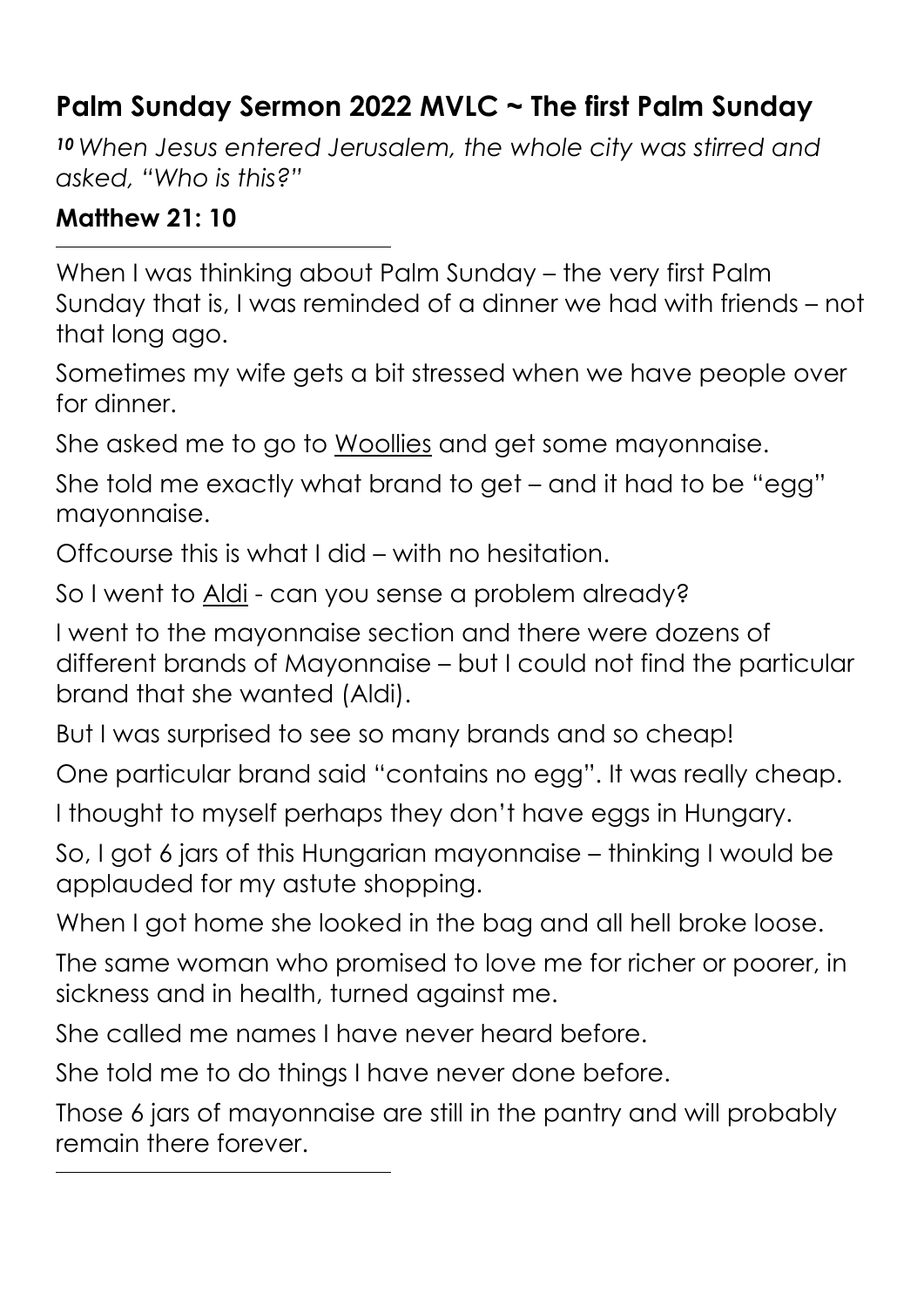## Palm Sunday Sermon 2022 MVLC ~ The first Palm Sunday

*[10] When Jesus entered Jerusalem, the whole city was stirred and asked, "Who is this?"*

**Matthew 21: 10**

---

When I was thinking about Palm Sunday – the very first Palm Sunday that is, I was reminded of a dinner we had with friends – not that long ago.

Sometimes my wife gets a bit stressed when we have people over for dinner.

She asked me to go to Woollies and get some mayonnaise.

She told me exactly what brand to get – and it had to be "egg" mayonnaise.

Offcourse this is what I did – with no hesitation.

So I went to Aldi - can you sense a problem already?

I went to the mayonnaise section and there were dozens of different brands of Mayonnaise – but I could not find the particular brand that she wanted (Aldi).

But I was surprised to see so many brands and so cheap!

One particular brand said "contains no egg". It was really cheap.

I thought to myself perhaps they don't have eggs in Hungary.

So, I got 6 jars of this Hungarian mayonnaise – thinking I would be applauded for my astute shopping.

When I got home she looked in the bag and all hell broke loose.

The same woman who promised to love me for richer or poorer, in sickness and in health, turned against me.

She called me names I have never heard before.

She told me to do things I have never done before.

Those 6 jars of mayonnaise are still in the pantry and will probably remain there forever.

---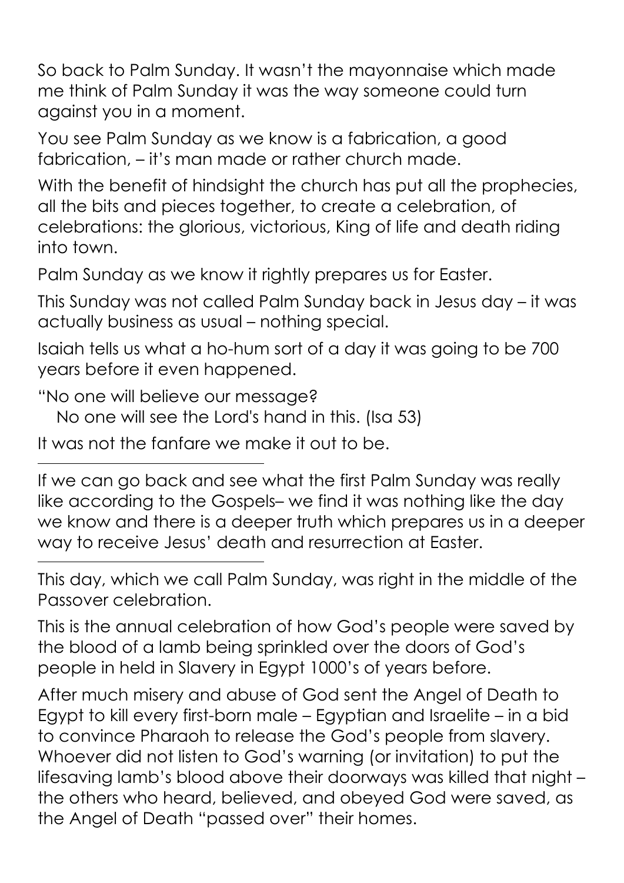So back to Palm Sunday. It wasn't the mayonnaise which made me think of Palm Sunday it was the way someone could turn against you in a moment.

You see Palm Sunday as we know is a fabrication, a good fabrication, – it's man made or rather church made.

With the benefit of hindsight the church has put all the prophecies, all the bits and pieces together, to create a celebration, of celebrations: the glorious, victorious, King of life and death riding into town.

Palm Sunday as we know it rightly prepares us for Easter.

This Sunday was not called Palm Sunday back in Jesus day – it was actually business as usual – nothing special.

Isaiah tells us what a ho-hum sort of a day it was going to be 700 years before it even happened.

"No one will believe our message?
   No one will see the Lord's hand in this. (Isa 53)

It was not the fanfare we make it out to be.

---

If we can go back and see what the first Palm Sunday was really like according to the Gospels– we find it was nothing like the day we know and there is a deeper truth which prepares us in a deeper way to receive Jesus' death and resurrection at Easter.

---

This day, which we call Palm Sunday, was right in the middle of the Passover celebration.

This is the annual celebration of how God's people were saved by the blood of a lamb being sprinkled over the doors of God's people in held in Slavery in Egypt 1000's of years before.

After much misery and abuse of God sent the Angel of Death to Egypt to kill every first-born male – Egyptian and Israelite – in a bid to convince Pharaoh to release the God's people from slavery. Whoever did not listen to God's warning (or invitation) to put the lifesaving lamb's blood above their doorways was killed that night – the others who heard, believed, and obeyed God were saved, as the Angel of Death "passed over" their homes.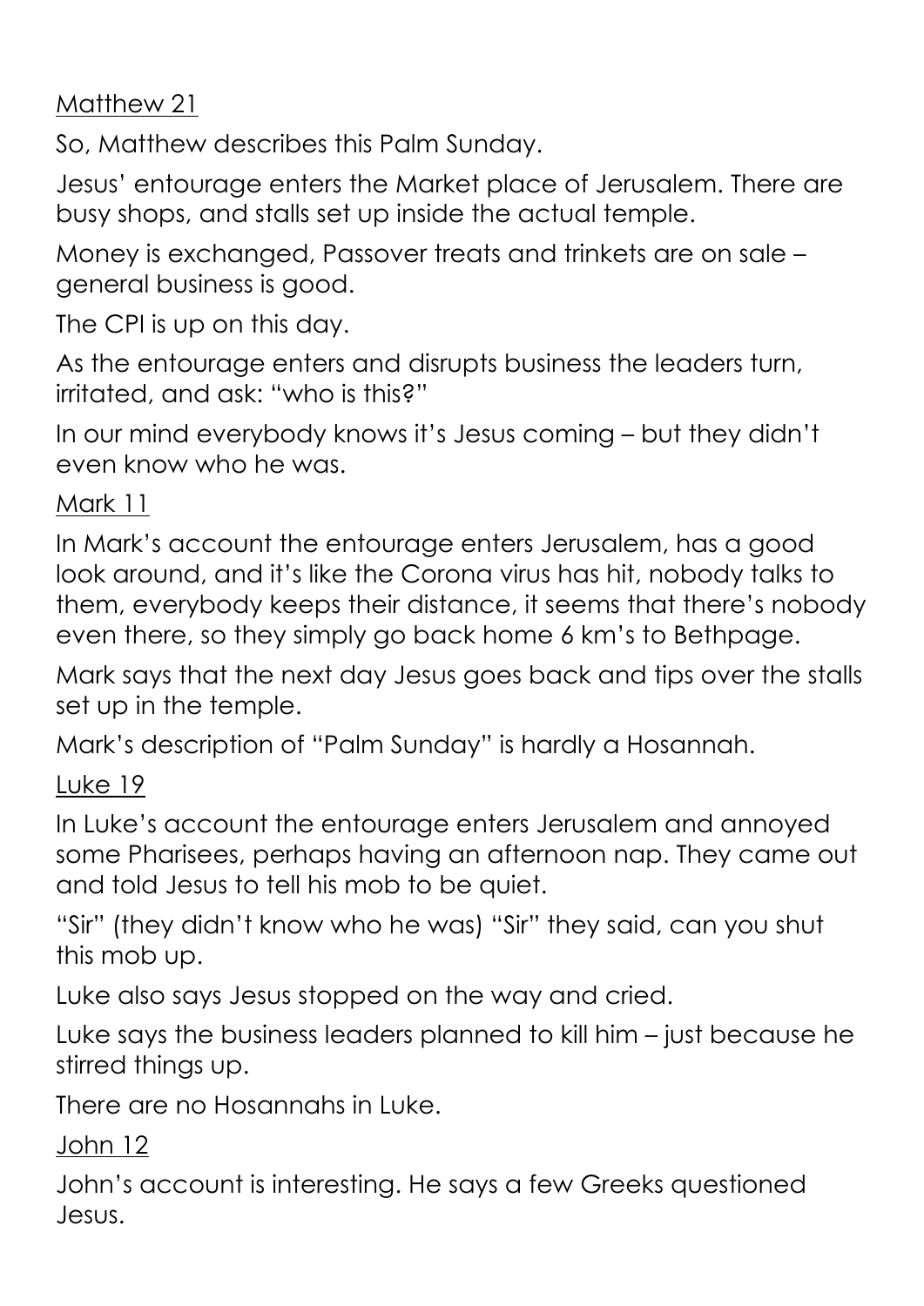Matthew 21

So, Matthew describes this Palm Sunday.

Jesus' entourage enters the Market place of Jerusalem. There are busy shops, and stalls set up inside the actual temple.

Money is exchanged, Passover treats and trinkets are on sale – general business is good.

The CPI is up on this day.

As the entourage enters and disrupts business the leaders turn, irritated, and ask: "who is this?"

In our mind everybody knows it's Jesus coming – but they didn't even know who he was.

Mark 11

In Mark's account the entourage enters Jerusalem, has a good look around, and it's like the Corona virus has hit, nobody talks to them, everybody keeps their distance, it seems that there's nobody even there, so they simply go back home 6 km's to Bethpage.

Mark says that the next day Jesus goes back and tips over the stalls set up in the temple.

Mark's description of "Palm Sunday" is hardly a Hosannah.

Luke 19

In Luke's account the entourage enters Jerusalem and annoyed some Pharisees, perhaps having an afternoon nap. They came out and told Jesus to tell his mob to be quiet.

"Sir" (they didn't know who he was) "Sir" they said, can you shut this mob up.

Luke also says Jesus stopped on the way and cried.

Luke says the business leaders planned to kill him – just because he stirred things up.

There are no Hosannahs in Luke.

John 12

John's account is interesting. He says a few Greeks questioned Jesus.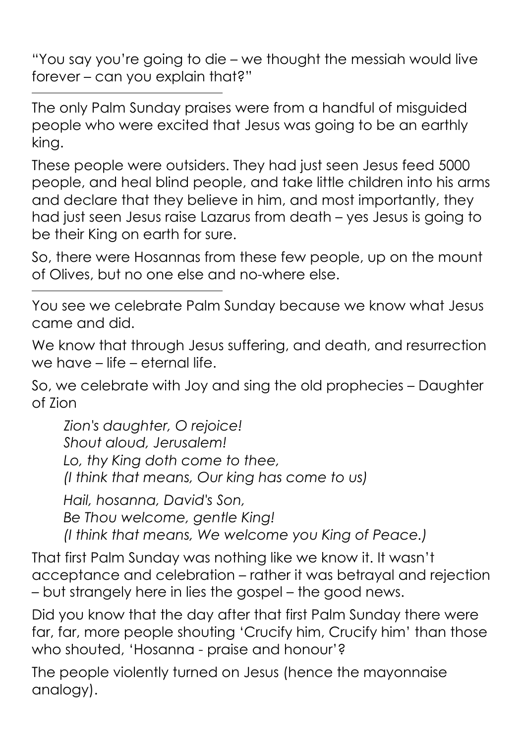"You say you're going to die – we thought the messiah would live forever – can you explain that?"

---

The only Palm Sunday praises were from a handful of misguided people who were excited that Jesus was going to be an earthly king.

These people were outsiders. They had just seen Jesus feed 5000 people, and heal blind people, and take little children into his arms and declare that they believe in him, and most importantly, they had just seen Jesus raise Lazarus from death – yes Jesus is going to be their King on earth for sure.

So, there were Hosannas from these few people, up on the mount of Olives, but no one else and no-where else.

---

You see we celebrate Palm Sunday because we know what Jesus came and did.

We know that through Jesus suffering, and death, and resurrection we have – life – eternal life.

So, we celebrate with Joy and sing the old prophecies – Daughter of Zion

> *Zion's daughter, O rejoice!*
> *Shout aloud, Jerusalem!*
> *Lo, thy King doth come to thee,*
> *(I think that means, Our king has come to us)*
>
> *Hail, hosanna, David's Son,*
> *Be Thou welcome, gentle King!*
> *(I think that means, We welcome you King of Peace.)*

That first Palm Sunday was nothing like we know it. It wasn't acceptance and celebration – rather it was betrayal and rejection – but strangely here in lies the gospel – the good news.

Did you know that the day after that first Palm Sunday there were far, far, more people shouting 'Crucify him, Crucify him' than those who shouted, 'Hosanna - praise and honour'?

The people violently turned on Jesus (hence the mayonnaise analogy).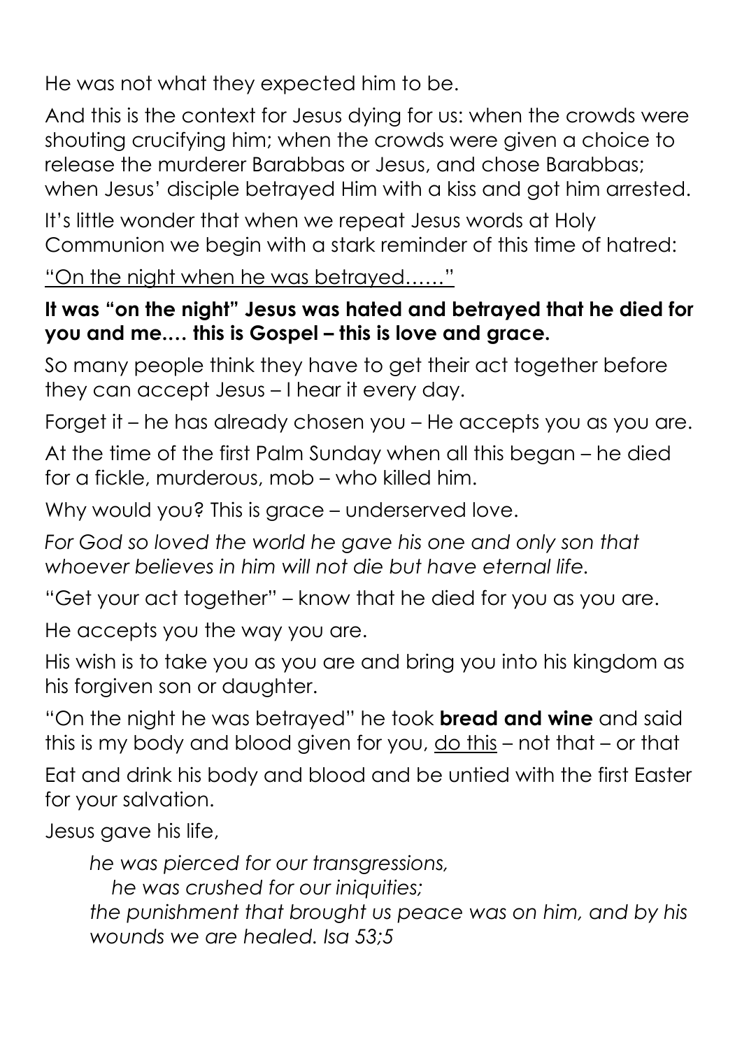He was not what they expected him to be.

And this is the context for Jesus dying for us: when the crowds were shouting crucifying him; when the crowds were given a choice to release the murderer Barabbas or Jesus, and chose Barabbas; when Jesus' disciple betrayed Him with a kiss and got him arrested.

It's little wonder that when we repeat Jesus words at Holy Communion we begin with a stark reminder of this time of hatred:

<u>"On the night when he was betrayed……"</u>

**It was "on the night" Jesus was hated and betrayed that he died for you and me.… this is Gospel – this is love and grace.**

So many people think they have to get their act together before they can accept Jesus – I hear it every day.

Forget it – he has already chosen you – He accepts you as you are.

At the time of the first Palm Sunday when all this began – he died for a fickle, murderous, mob – who killed him.

Why would you? This is grace – underserved love.

*For God so loved the world he gave his one and only son that whoever believes in him will not die but have eternal life.*

"Get your act together" – know that he died for you as you are.

He accepts you the way you are.

His wish is to take you as you are and bring you into his kingdom as his forgiven son or daughter.

"On the night he was betrayed" he took **bread and wine** and said this is my body and blood given for you, <u>do this</u> – not that – or that

Eat and drink his body and blood and be untied with the first Easter for your salvation.

Jesus gave his life,

> *he was pierced for our transgressions,*
> *he was crushed for our iniquities;*
> *the punishment that brought us peace was on him, and by his wounds we are healed. Isa 53;5*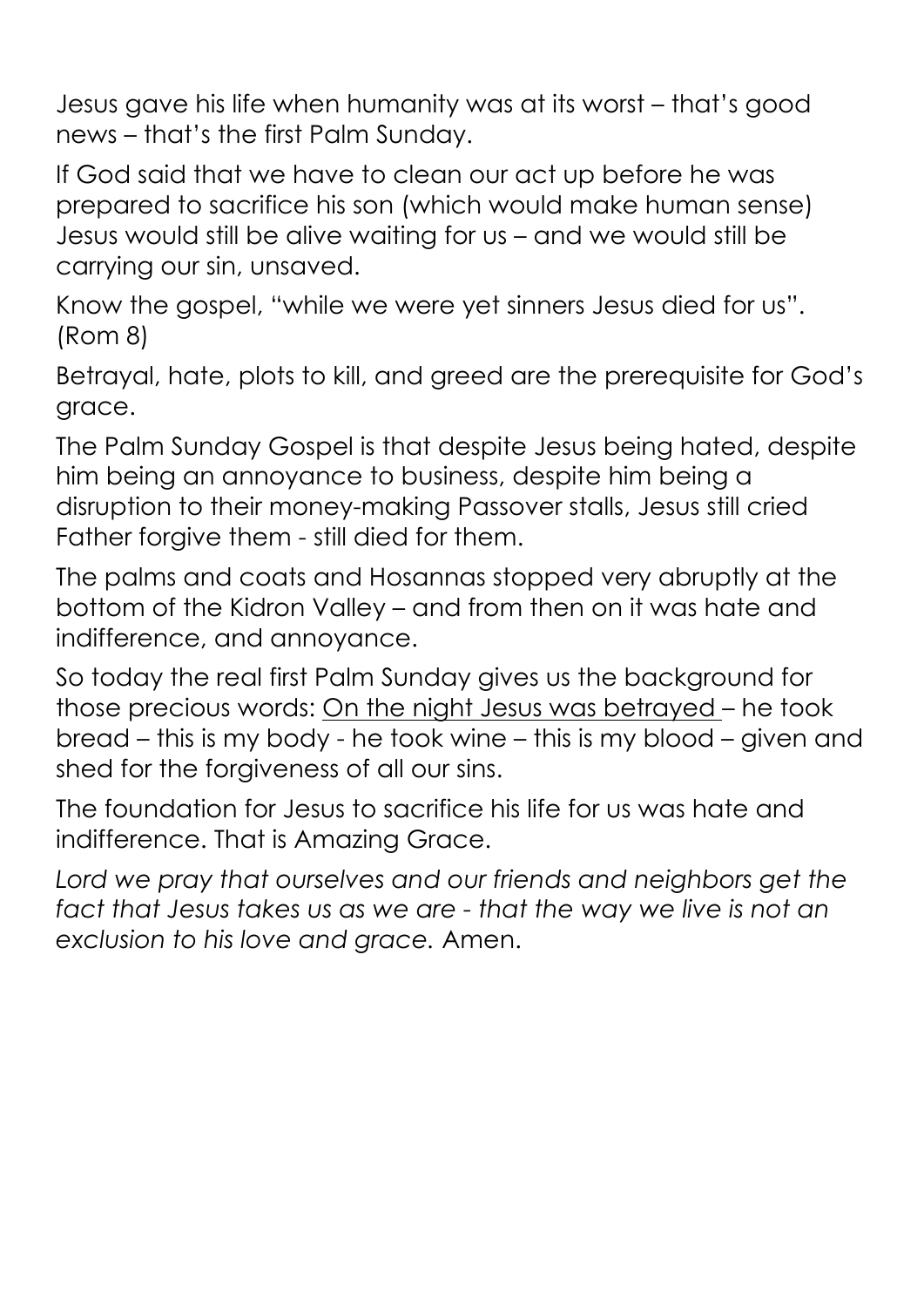Jesus gave his life when humanity was at its worst – that's good news – that's the first Palm Sunday.

If God said that we have to clean our act up before he was prepared to sacrifice his son (which would make human sense) Jesus would still be alive waiting for us – and we would still be carrying our sin, unsaved.

Know the gospel, "while we were yet sinners Jesus died for us". (Rom 8)

Betrayal, hate, plots to kill, and greed are the prerequisite for God's grace.

The Palm Sunday Gospel is that despite Jesus being hated, despite him being an annoyance to business, despite him being a disruption to their money-making Passover stalls, Jesus still cried Father forgive them - still died for them.

The palms and coats and Hosannas stopped very abruptly at the bottom of the Kidron Valley – and from then on it was hate and indifference, and annoyance.

So today the real first Palm Sunday gives us the background for those precious words: <u>On the night Jesus was betrayed</u> – he took bread – this is my body - he took wine – this is my blood – given and shed for the forgiveness of all our sins.

The foundation for Jesus to sacrifice his life for us was hate and indifference. That is Amazing Grace.

*Lord we pray that ourselves and our friends and neighbors get the fact that Jesus takes us as we are - that the way we live is not an exclusion to his love and grace.* Amen.